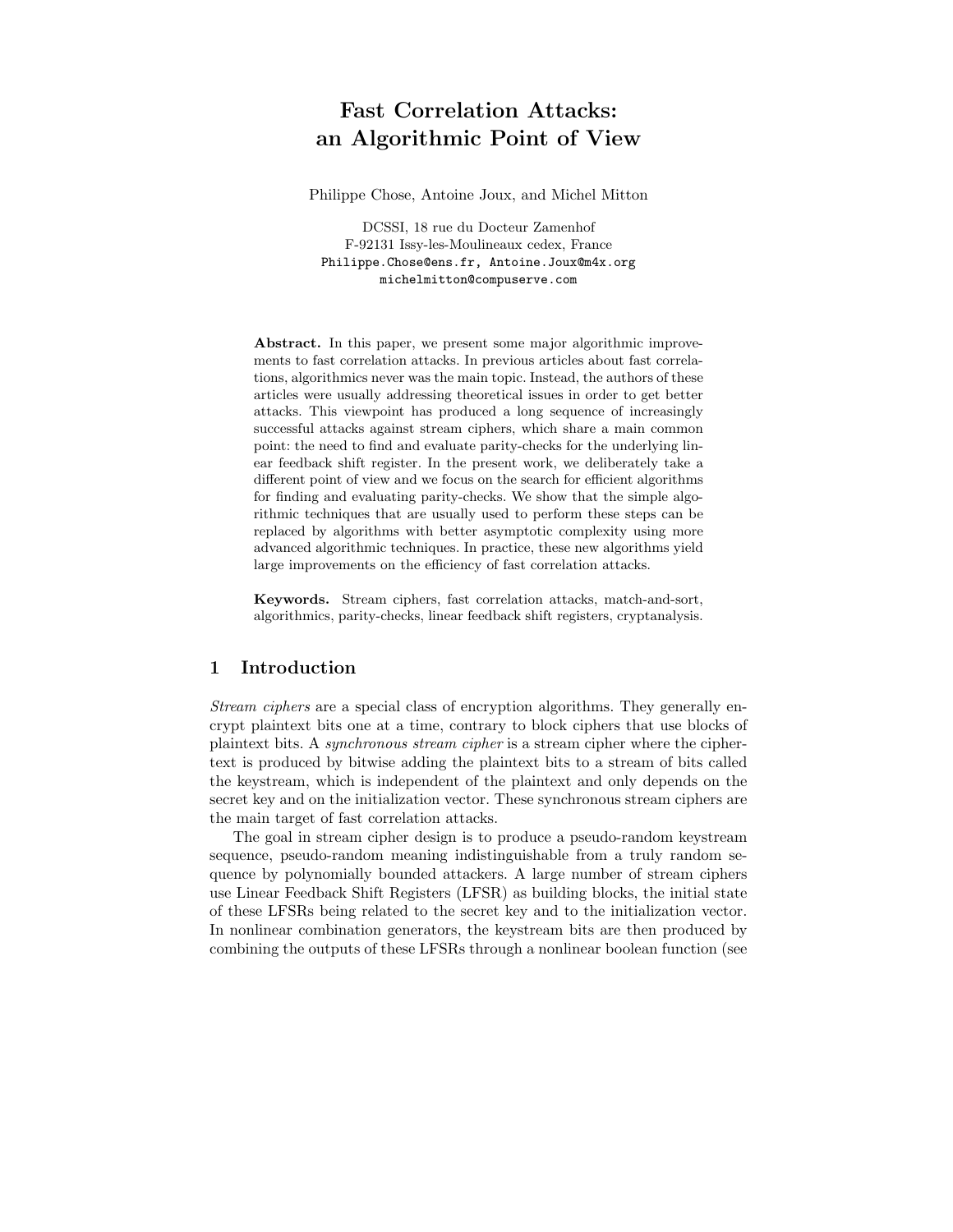# Fast Correlation Attacks: an Algorithmic Point of View

Philippe Chose, Antoine Joux, and Michel Mitton

DCSSI, 18 rue du Docteur Zamenhof
F-92131 Issy-les-Moulineaux cedex, France
Philippe.Chose@ens.fr, Antoine.Joux@m4x.org
michelmitton@compuserve.com

**Abstract.** In this paper, we present some major algorithmic improvements to fast correlation attacks. In previous articles about fast correlations, algorithmics never was the main topic. Instead, the authors of these articles were usually addressing theoretical issues in order to get better attacks. This viewpoint has produced a long sequence of increasingly successful attacks against stream ciphers, which share a main common point: the need to find and evaluate parity-checks for the underlying linear feedback shift register. In the present work, we deliberately take a different point of view and we focus on the search for efficient algorithms for finding and evaluating parity-checks. We show that the simple algorithmic techniques that are usually used to perform these steps can be replaced by algorithms with better asymptotic complexity using more advanced algorithmic techniques. In practice, these new algorithms yield large improvements on the efficiency of fast correlation attacks.

**Keywords.** Stream ciphers, fast correlation attacks, match-and-sort, algorithmics, parity-checks, linear feedback shift registers, cryptanalysis.

## 1 Introduction

*Stream ciphers* are a special class of encryption algorithms. They generally encrypt plaintext bits one at a time, contrary to block ciphers that use blocks of plaintext bits. A *synchronous stream cipher* is a stream cipher where the ciphertext is produced by bitwise adding the plaintext bits to a stream of bits called the keystream, which is independent of the plaintext and only depends on the secret key and on the initialization vector. These synchronous stream ciphers are the main target of fast correlation attacks.

The goal in stream cipher design is to produce a pseudo-random keystream sequence, pseudo-random meaning indistinguishable from a truly random sequence by polynomially bounded attackers. A large number of stream ciphers use Linear Feedback Shift Registers (LFSR) as building blocks, the initial state of these LFSRs being related to the secret key and to the initialization vector. In nonlinear combination generators, the keystream bits are then produced by combining the outputs of these LFSRs through a nonlinear boolean function (see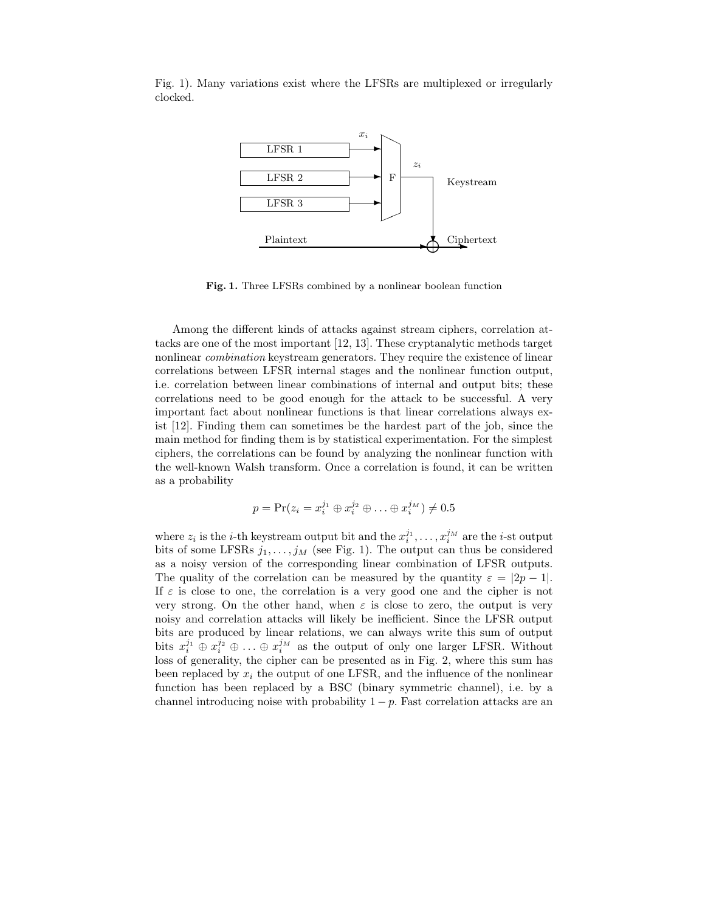Fig. 1). Many variations exist where the LFSRs are multiplexed or irregularly clocked.

**Fig. 1.** Three LFSRs combined by a nonlinear boolean function

Among the different kinds of attacks against stream ciphers, correlation attacks are one of the most important [12, 13]. These cryptanalytic methods target nonlinear *combination* keystream generators. They require the existence of linear correlations between LFSR internal stages and the nonlinear function output, i.e. correlation between linear combinations of internal and output bits; these correlations need to be good enough for the attack to be successful. A very important fact about nonlinear functions is that linear correlations always exist [12]. Finding them can sometimes be the hardest part of the job, since the main method for finding them is by statistical experimentation. For the simplest ciphers, the correlations can be found by analyzing the nonlinear function with the well-known Walsh transform. Once a correlation is found, it can be written as a probability

$$p = \Pr(z_i = x_i^{j_1} \oplus x_i^{j_2} \oplus \ldots \oplus x_i^{j_M}) \neq 0.5$$

where $z_i$ is the $i$-th keystream output bit and the $x_i^{j_1}, \ldots, x_i^{j_M}$ are the $i$-st output bits of some LFSRs $j_1, \ldots, j_M$ (see Fig. 1). The output can thus be considered as a noisy version of the corresponding linear combination of LFSR outputs. The quality of the correlation can be measured by the quantity $\varepsilon = |2p - 1|$. If $\varepsilon$ is close to one, the correlation is a very good one and the cipher is not very strong. On the other hand, when $\varepsilon$ is close to zero, the output is very noisy and correlation attacks will likely be inefficient. Since the LFSR output bits are produced by linear relations, we can always write this sum of output bits $x_i^{j_1} \oplus x_i^{j_2} \oplus \ldots \oplus x_i^{j_M}$ as the output of only one larger LFSR. Without loss of generality, the cipher can be presented as in Fig. 2, where this sum has been replaced by $x_i$ the output of one LFSR, and the influence of the nonlinear function has been replaced by a BSC (binary symmetric channel), i.e. by a channel introducing noise with probability $1 - p$. Fast correlation attacks are an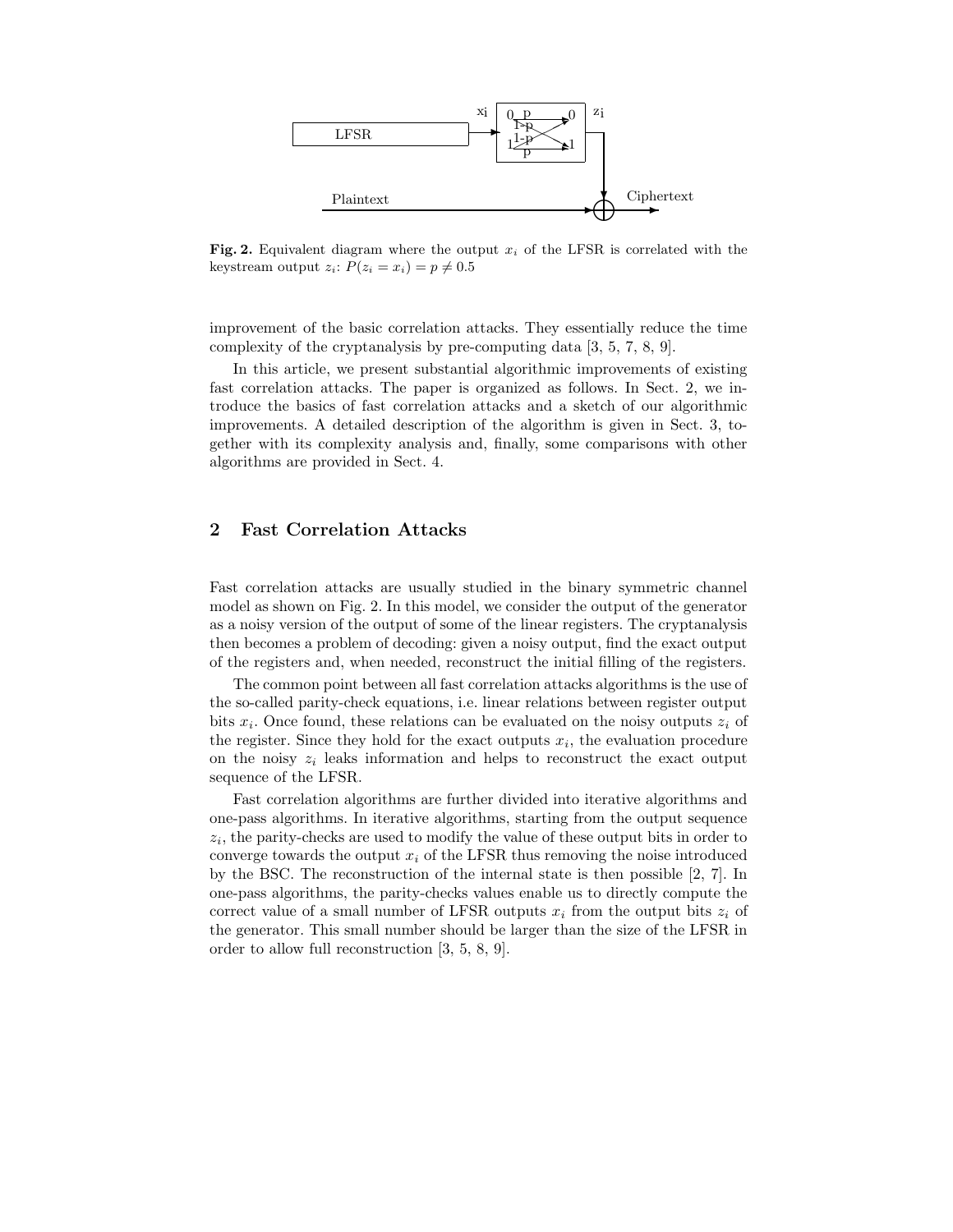**Fig. 2.** Equivalent diagram where the output $x_i$ of the LFSR is correlated with the keystream output $z_i$: $P(z_i = x_i) = p \neq 0.5$

improvement of the basic correlation attacks. They essentially reduce the time complexity of the cryptanalysis by pre-computing data [3, 5, 7, 8, 9].

In this article, we present substantial algorithmic improvements of existing fast correlation attacks. The paper is organized as follows. In Sect. 2, we introduce the basics of fast correlation attacks and a sketch of our algorithmic improvements. A detailed description of the algorithm is given in Sect. 3, together with its complexity analysis and, finally, some comparisons with other algorithms are provided in Sect. 4.

## 2 Fast Correlation Attacks

Fast correlation attacks are usually studied in the binary symmetric channel model as shown on Fig. 2. In this model, we consider the output of the generator as a noisy version of the output of some of the linear registers. The cryptanalysis then becomes a problem of decoding: given a noisy output, find the exact output of the registers and, when needed, reconstruct the initial filling of the registers.

The common point between all fast correlation attacks algorithms is the use of the so-called parity-check equations, i.e. linear relations between register output bits $x_i$. Once found, these relations can be evaluated on the noisy outputs $z_i$ of the register. Since they hold for the exact outputs $x_i$, the evaluation procedure on the noisy $z_i$ leaks information and helps to reconstruct the exact output sequence of the LFSR.

Fast correlation algorithms are further divided into iterative algorithms and one-pass algorithms. In iterative algorithms, starting from the output sequence $z_i$, the parity-checks are used to modify the value of these output bits in order to converge towards the output $x_i$ of the LFSR thus removing the noise introduced by the BSC. The reconstruction of the internal state is then possible [2, 7]. In one-pass algorithms, the parity-checks values enable us to directly compute the correct value of a small number of LFSR outputs $x_i$ from the output bits $z_i$ of the generator. This small number should be larger than the size of the LFSR in order to allow full reconstruction [3, 5, 8, 9].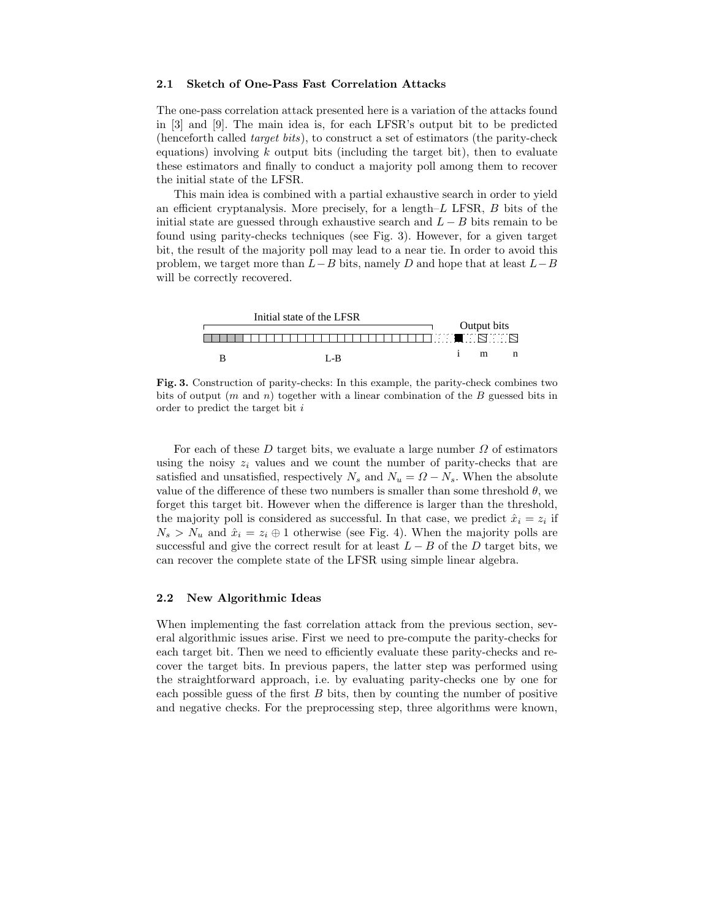### 2.1 Sketch of One-Pass Fast Correlation Attacks

The one-pass correlation attack presented here is a variation of the attacks found in [3] and [9]. The main idea is, for each LFSR's output bit to be predicted (henceforth called *target bits*), to construct a set of estimators (the parity-check equations) involving $k$ output bits (including the target bit), then to evaluate these estimators and finally to conduct a majority poll among them to recover the initial state of the LFSR.

This main idea is combined with a partial exhaustive search in order to yield an efficient cryptanalysis. More precisely, for a length–$L$ LFSR, $B$ bits of the initial state are guessed through exhaustive search and $L-B$ bits remain to be found using parity-checks techniques (see Fig. 3). However, for a given target bit, the result of the majority poll may lead to a near tie. In order to avoid this problem, we target more than $L-B$ bits, namely $D$ and hope that at least $L-B$ will be correctly recovered.

**Fig. 3.** Construction of parity-checks: In this example, the parity-check combines two bits of output ($m$ and $n$) together with a linear combination of the $B$ guessed bits in order to predict the target bit $i$

For each of these $D$ target bits, we evaluate a large number $\Omega$ of estimators using the noisy $z_i$ values and we count the number of parity-checks that are satisfied and unsatisfied, respectively $N_s$ and $N_u = \Omega - N_s$. When the absolute value of the difference of these two numbers is smaller than some threshold $\theta$, we forget this target bit. However when the difference is larger than the threshold, the majority poll is considered as successful. In that case, we predict $\hat{x}_i = z_i$ if $N_s > N_u$ and $\hat{x}_i = z_i \oplus 1$ otherwise (see Fig. 4). When the majority polls are successful and give the correct result for at least $L-B$ of the $D$ target bits, we can recover the complete state of the LFSR using simple linear algebra.

### 2.2 New Algorithmic Ideas

When implementing the fast correlation attack from the previous section, several algorithmic issues arise. First we need to pre-compute the parity-checks for each target bit. Then we need to efficiently evaluate these parity-checks and recover the target bits. In previous papers, the latter step was performed using the straightforward approach, i.e. by evaluating parity-checks one by one for each possible guess of the first $B$ bits, then by counting the number of positive and negative checks. For the preprocessing step, three algorithms were known,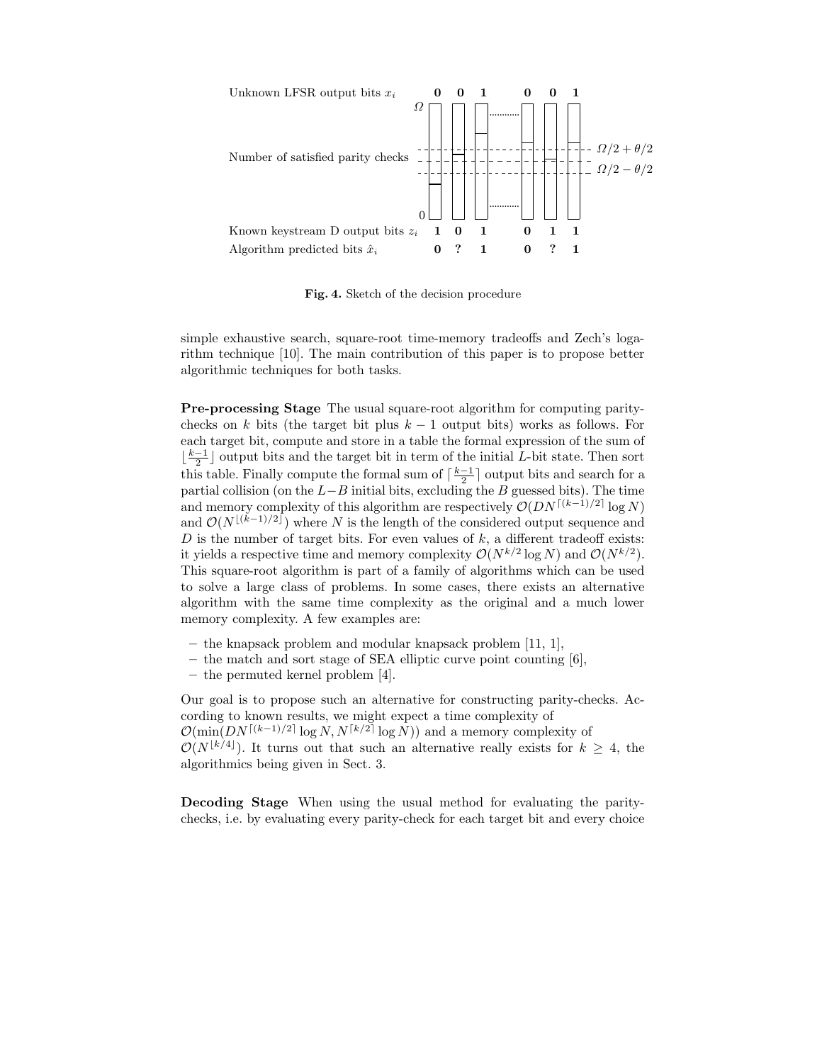Unknown LFSR output bits $x_i$ **0 0 1 0 0 1**

Number of satisfied parity checks ($\Omega$, $\Omega/2 + \theta/2$, $\Omega/2 - \theta/2$, 0)

Known keystream D output bits $z_i$ **1 0 1 0 1 1**

Algorithm predicted bits $\hat{x}_i$ **0 ? 1 0 ? 1**

**Fig. 4.** Sketch of the decision procedure

simple exhaustive search, square-root time-memory tradeoffs and Zech's logarithm technique [10]. The main contribution of this paper is to propose better algorithmic techniques for both tasks.

**Pre-processing Stage** The usual square-root algorithm for computing parity-checks on $k$ bits (the target bit plus $k-1$ output bits) works as follows. For each target bit, compute and store in a table the formal expression of the sum of $\lfloor \frac{k-1}{2} \rfloor$ output bits and the target bit in term of the initial $L$-bit state. Then sort this table. Finally compute the formal sum of $\lceil \frac{k-1}{2} \rceil$ output bits and search for a partial collision (on the $L-B$ initial bits, excluding the $B$ guessed bits). The time and memory complexity of this algorithm are respectively $\mathcal{O}(DN^{\lceil (k-1)/2 \rceil} \log N)$ and $\mathcal{O}(N^{\lfloor (k-1)/2 \rfloor})$ where $N$ is the length of the considered output sequence and $D$ is the number of target bits. For even values of $k$, a different tradeoff exists: it yields a respective time and memory complexity $\mathcal{O}(N^{k/2} \log N)$ and $\mathcal{O}(N^{k/2})$. This square-root algorithm is part of a family of algorithms which can be used to solve a large class of problems. In some cases, there exists an alternative algorithm with the same time complexity as the original and a much lower memory complexity. A few examples are:

- the knapsack problem and modular knapsack problem [11, 1],
- the match and sort stage of SEA elliptic curve point counting [6],
- the permuted kernel problem [4].

Our goal is to propose such an alternative for constructing parity-checks. According to known results, we might expect a time complexity of $\mathcal{O}(\min(DN^{\lceil (k-1)/2 \rceil} \log N, N^{\lceil k/2 \rceil} \log N))$ and a memory complexity of $\mathcal{O}(N^{\lfloor k/4 \rfloor})$. It turns out that such an alternative really exists for $k \geq 4$, the algorithmics being given in Sect. 3.

**Decoding Stage** When using the usual method for evaluating the parity-checks, i.e. by evaluating every parity-check for each target bit and every choice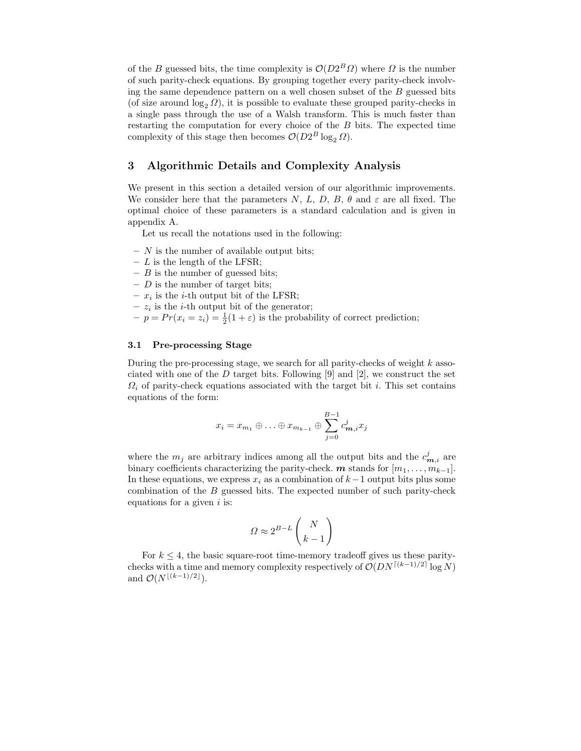of the $B$ guessed bits, the time complexity is $\mathcal{O}(D2^B\Omega)$ where $\Omega$ is the number of such parity-check equations. By grouping together every parity-check involving the same dependence pattern on a well chosen subset of the $B$ guessed bits (of size around $\log_2 \Omega$), it is possible to evaluate these grouped parity-checks in a single pass through the use of a Walsh transform. This is much faster than restarting the computation for every choice of the $B$ bits. The expected time complexity of this stage then becomes $\mathcal{O}(D2^B \log_2 \Omega)$.

## 3 Algorithmic Details and Complexity Analysis

We present in this section a detailed version of our algorithmic improvements. We consider here that the parameters $N$, $L$, $D$, $B$, $\theta$ and $\varepsilon$ are all fixed. The optimal choice of these parameters is a standard calculation and is given in appendix A.

Let us recall the notations used in the following:

- $N$ is the number of available output bits;
- $L$ is the length of the LFSR;
- $B$ is the number of guessed bits;
- $D$ is the number of target bits;
- $x_i$ is the $i$-th output bit of the LFSR;
- $z_i$ is the $i$-th output bit of the generator;
- $p = Pr(x_i = z_i) = \frac{1}{2}(1 + \varepsilon)$ is the probability of correct prediction;

### 3.1 Pre-processing Stage

During the pre-processing stage, we search for all parity-checks of weight $k$ associated with one of the $D$ target bits. Following [9] and [2], we construct the set $\Omega_i$ of parity-check equations associated with the target bit $i$. This set contains equations of the form:

$$x_i = x_{m_1} \oplus \ldots \oplus x_{m_{k-1}} \oplus \sum_{j=0}^{B-1} c^j_{\boldsymbol{m},i} x_j$$

where the $m_j$ are arbitrary indices among all the output bits and the $c^j_{\boldsymbol{m},i}$ are binary coefficients characterizing the parity-check. $\boldsymbol{m}$ stands for $[m_1, \ldots, m_{k-1}]$. In these equations, we express $x_i$ as a combination of $k-1$ output bits plus some combination of the $B$ guessed bits. The expected number of such parity-check equations for a given $i$ is:

$$\Omega \approx 2^{B-L} \binom{N}{k-1}$$

For $k \leq 4$, the basic square-root time-memory tradeoff gives us these parity-checks with a time and memory complexity respectively of $\mathcal{O}(DN^{\lceil (k-1)/2 \rceil} \log N)$ and $\mathcal{O}(N^{\lfloor (k-1)/2 \rfloor})$.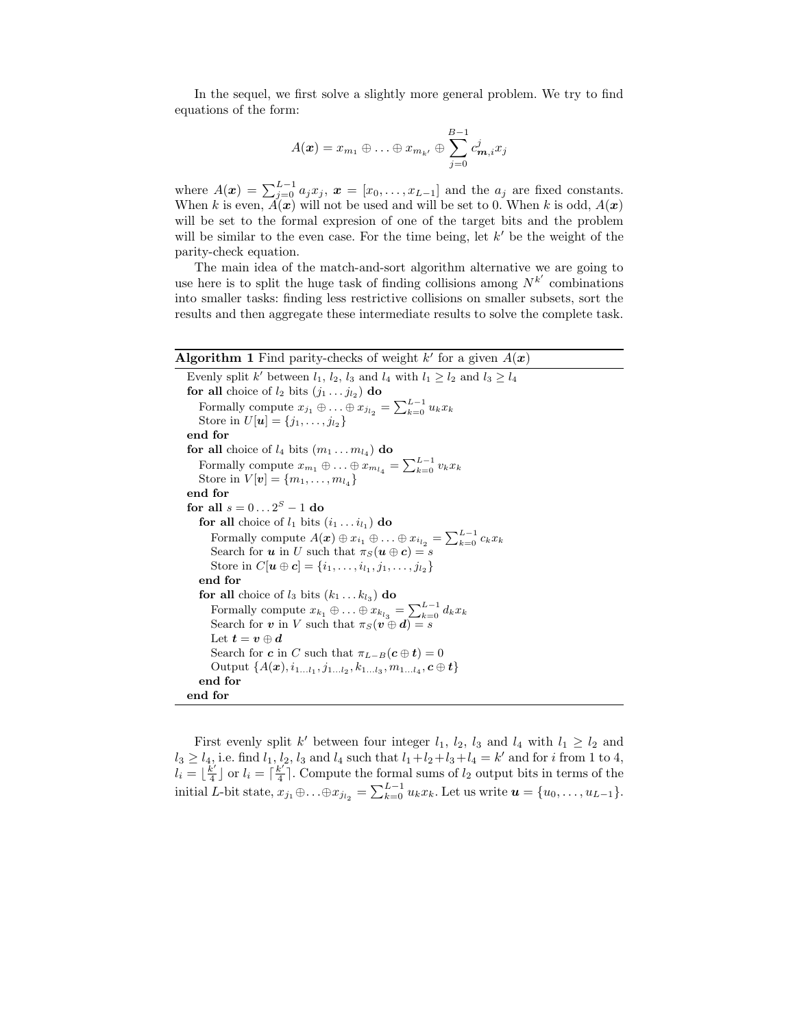In the sequel, we first solve a slightly more general problem. We try to find equations of the form:

$$A(\boldsymbol{x}) = x_{m_1} \oplus \ldots \oplus x_{m_{k'}} \oplus \sum_{j=0}^{B-1} c^j_{\boldsymbol{m},i} x_j$$

where $A(\boldsymbol{x}) = \sum_{j=0}^{L-1} a_j x_j$, $\boldsymbol{x} = [x_0, \ldots, x_{L-1}]$ and the $a_j$ are fixed constants. When $k$ is even, $A(\boldsymbol{x})$ will not be used and will be set to 0. When $k$ is odd, $A(\boldsymbol{x})$ will be set to the formal expresion of one of the target bits and the problem will be similar to the even case. For the time being, let $k'$ be the weight of the parity-check equation.

The main idea of the match-and-sort algorithm alternative we are going to use here is to split the huge task of finding collisions among $N^{k'}$ combinations into smaller tasks: finding less restrictive collisions on smaller subsets, sort the results and then aggregate these intermediate results to solve the complete task.

**Algorithm 1** Find parity-checks of weight $k'$ for a given $A(\boldsymbol{x})$

```
Evenly split k' between l1, l2, l3 and l4 with l1 ≥ l2 and l3 ≥ l4
for all choice of l2 bits (j1 ... j_l2) do
    Formally compute x_j1 ⊕ ... ⊕ x_j_l2 = Σ_{k=0}^{L-1} u_k x_k
    Store in U[u] = {j1, ..., j_l2}
end for
for all choice of l4 bits (m1 ... m_l4) do
    Formally compute x_m1 ⊕ ... ⊕ x_m_l4 = Σ_{k=0}^{L-1} v_k x_k
    Store in V[v] = {m1, ..., m_l4}
end for
for all s = 0 ... 2^S − 1 do
    for all choice of l1 bits (i1 ... i_l1) do
        Formally compute A(x) ⊕ x_i1 ⊕ ... ⊕ x_i_l2 = Σ_{k=0}^{L-1} c_k x_k
        Search for u in U such that π_S(u ⊕ c) = s
        Store in C[u ⊕ c] = {i1, ..., i_l1, j1, ..., j_l2}
    end for
    for all choice of l3 bits (k1 ... k_l3) do
        Formally compute x_k1 ⊕ ... ⊕ x_k_l3 = Σ_{k=0}^{L-1} d_k x_k
        Search for v in V such that π_S(v ⊕ d) = s
        Let t = v ⊕ d
        Search for c in C such that π_{L−B}(c ⊕ t) = 0
        Output {A(x), i_{1...l1}, j_{1...l2}, k_{1...l3}, m_{1...l4}, c ⊕ t}
    end for
end for
```

First evenly split $k'$ between four integer $l_1$, $l_2$, $l_3$ and $l_4$ with $l_1 \geq l_2$ and $l_3 \geq l_4$, i.e. find $l_1$, $l_2$, $l_3$ and $l_4$ such that $l_1+l_2+l_3+l_4 = k'$ and for $i$ from 1 to 4, $l_i = \lfloor \frac{k'}{4} \rfloor$ or $l_i = \lceil \frac{k'}{4} \rceil$. Compute the formal sums of $l_2$ output bits in terms of the initial $L$-bit state, $x_{j_1} \oplus \ldots \oplus x_{j_{l_2}} = \sum_{k=0}^{L-1} u_k x_k$. Let us write $\boldsymbol{u} = \{u_0, \ldots, u_{L-1}\}$.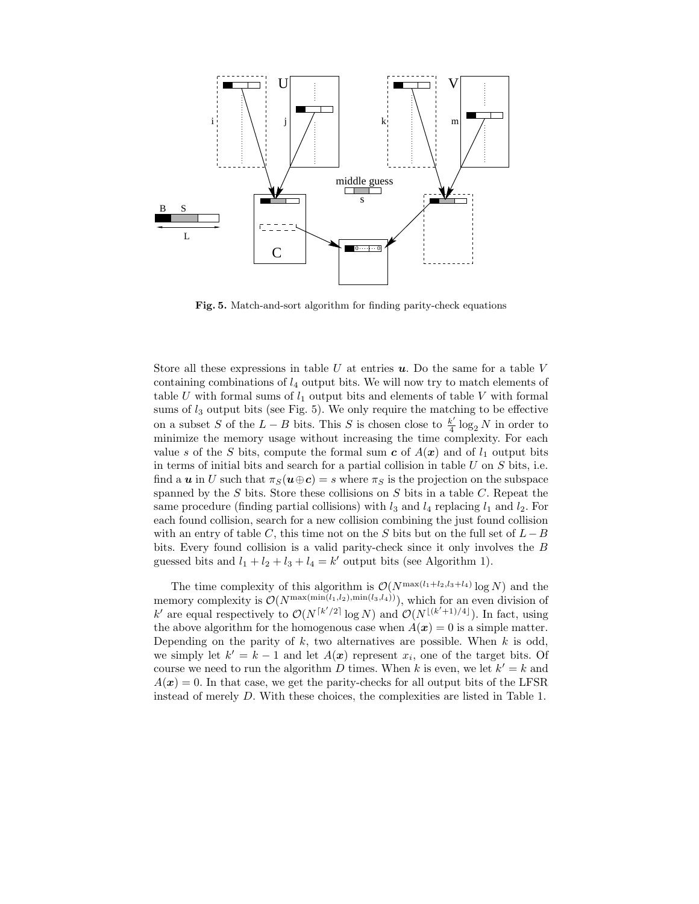**Fig. 5.** Match-and-sort algorithm for finding parity-check equations

Store all these expressions in table $U$ at entries $\boldsymbol{u}$. Do the same for a table $V$ containing combinations of $l_4$ output bits. We will now try to match elements of table $U$ with formal sums of $l_1$ output bits and elements of table $V$ with formal sums of $l_3$ output bits (see Fig. 5). We only require the matching to be effective on a subset $S$ of the $L - B$ bits. This $S$ is chosen close to $\frac{k'}{4} \log_2 N$ in order to minimize the memory usage without increasing the time complexity. For each value $s$ of the $S$ bits, compute the formal sum $\boldsymbol{c}$ of $A(\boldsymbol{x})$ and of $l_1$ output bits in terms of initial bits and search for a partial collision in table $U$ on $S$ bits, i.e. find a $\boldsymbol{u}$ in $U$ such that $\pi_S(\boldsymbol{u} \oplus \boldsymbol{c}) = s$ where $\pi_S$ is the projection on the subspace spanned by the $S$ bits. Store these collisions on $S$ bits in a table $C$. Repeat the same procedure (finding partial collisions) with $l_3$ and $l_4$ replacing $l_1$ and $l_2$. For each found collision, search for a new collision combining the just found collision with an entry of table $C$, this time not on the $S$ bits but on the full set of $L - B$ bits. Every found collision is a valid parity-check since it only involves the $B$ guessed bits and $l_1 + l_2 + l_3 + l_4 = k'$ output bits (see Algorithm 1).

The time complexity of this algorithm is $\mathcal{O}(N^{\max(l_1+l_2, l_3+l_4)} \log N)$ and the memory complexity is $\mathcal{O}(N^{\max(\min(l_1,l_2), \min(l_3,l_4))})$, which for an even division of $k'$ are equal respectively to $\mathcal{O}(N^{\lceil k'/2 \rceil} \log N)$ and $\mathcal{O}(N^{\lfloor (k'+1)/4 \rfloor})$. In fact, using the above algorithm for the homogenous case when $A(\boldsymbol{x}) = 0$ is a simple matter. Depending on the parity of $k$, two alternatives are possible. When $k$ is odd, we simply let $k' = k - 1$ and let $A(\boldsymbol{x})$ represent $x_i$, one of the target bits. Of course we need to run the algorithm $D$ times. When $k$ is even, we let $k' = k$ and $A(\boldsymbol{x}) = 0$. In that case, we get the parity-checks for all output bits of the LFSR instead of merely $D$. With these choices, the complexities are listed in Table 1.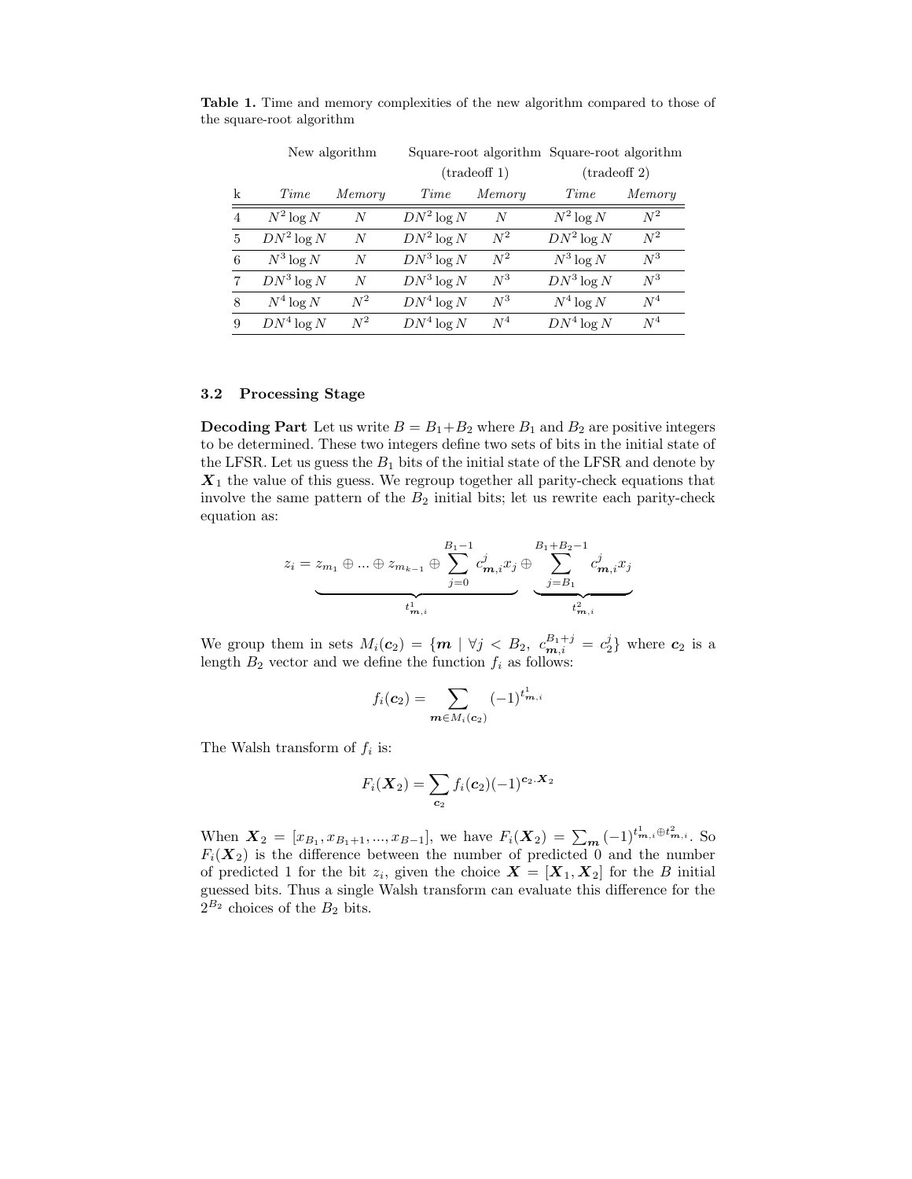**Table 1.** Time and memory complexities of the new algorithm compared to those of the square-root algorithm

| | New algorithm | | Square-root algorithm (tradeoff 1) | | Square-root algorithm (tradeoff 2) | |
|---|---|---|---|---|---|---|
| k | *Time* | *Memory* | *Time* | *Memory* | *Time* | *Memory* |
| 4 | $N^2 \log N$ | $N$ | $DN^2 \log N$ | $N$ | $N^2 \log N$ | $N^2$ |
| 5 | $DN^2 \log N$ | $N$ | $DN^2 \log N$ | $N^2$ | $DN^2 \log N$ | $N^2$ |
| 6 | $N^3 \log N$ | $N$ | $DN^3 \log N$ | $N^2$ | $N^3 \log N$ | $N^3$ |
| 7 | $DN^3 \log N$ | $N$ | $DN^3 \log N$ | $N^3$ | $DN^3 \log N$ | $N^3$ |
| 8 | $N^4 \log N$ | $N^2$ | $DN^4 \log N$ | $N^3$ | $N^4 \log N$ | $N^4$ |
| 9 | $DN^4 \log N$ | $N^2$ | $DN^4 \log N$ | $N^4$ | $DN^4 \log N$ | $N^4$ |

### 3.2 Processing Stage

**Decoding Part** Let us write $B = B_1 + B_2$ where $B_1$ and $B_2$ are positive integers to be determined. These two integers define two sets of bits in the initial state of the LFSR. Let us guess the $B_1$ bits of the initial state of the LFSR and denote by $\boldsymbol{X}_1$ the value of this guess. We regroup together all parity-check equations that involve the same pattern of the $B_2$ initial bits; let us rewrite each parity-check equation as:

$$z_i = \underbrace{z_{m_1} \oplus ... \oplus z_{m_{k-1}} \oplus \sum_{j=0}^{B_1-1} c^j_{\boldsymbol{m},i} x_j}_{t^1_{\boldsymbol{m},i}} \oplus \underbrace{\sum_{j=B_1}^{B_1+B_2-1} c^j_{\boldsymbol{m},i} x_j}_{t^2_{\boldsymbol{m},i}}$$

We group them in sets $M_i(\boldsymbol{c}_2) = \{\boldsymbol{m} \mid \forall j < B_2,\ c^{B_1+j}_{\boldsymbol{m},i} = c^j_2\}$ where $\boldsymbol{c}_2$ is a length $B_2$ vector and we define the function $f_i$ as follows:

$$f_i(\boldsymbol{c}_2) = \sum_{\boldsymbol{m} \in M_i(\boldsymbol{c}_2)} (-1)^{t^1_{\boldsymbol{m},i}}$$

The Walsh transform of $f_i$ is:

$$F_i(\boldsymbol{X}_2) = \sum_{\boldsymbol{c}_2} f_i(\boldsymbol{c}_2)(-1)^{\boldsymbol{c}_2 . \boldsymbol{X}_2}$$

When $\boldsymbol{X}_2 = [x_{B_1}, x_{B_1+1}, ..., x_{B-1}]$, we have $F_i(\boldsymbol{X}_2) = \sum_{\boldsymbol{m}} (-1)^{t^1_{\boldsymbol{m},i} \oplus t^2_{\boldsymbol{m},i}}$. So $F_i(\boldsymbol{X}_2)$ is the difference between the number of predicted 0 and the number of predicted 1 for the bit $z_i$, given the choice $\boldsymbol{X} = [\boldsymbol{X}_1, \boldsymbol{X}_2]$ for the $B$ initial guessed bits. Thus a single Walsh transform can evaluate this difference for the $2^{B_2}$ choices of the $B_2$ bits.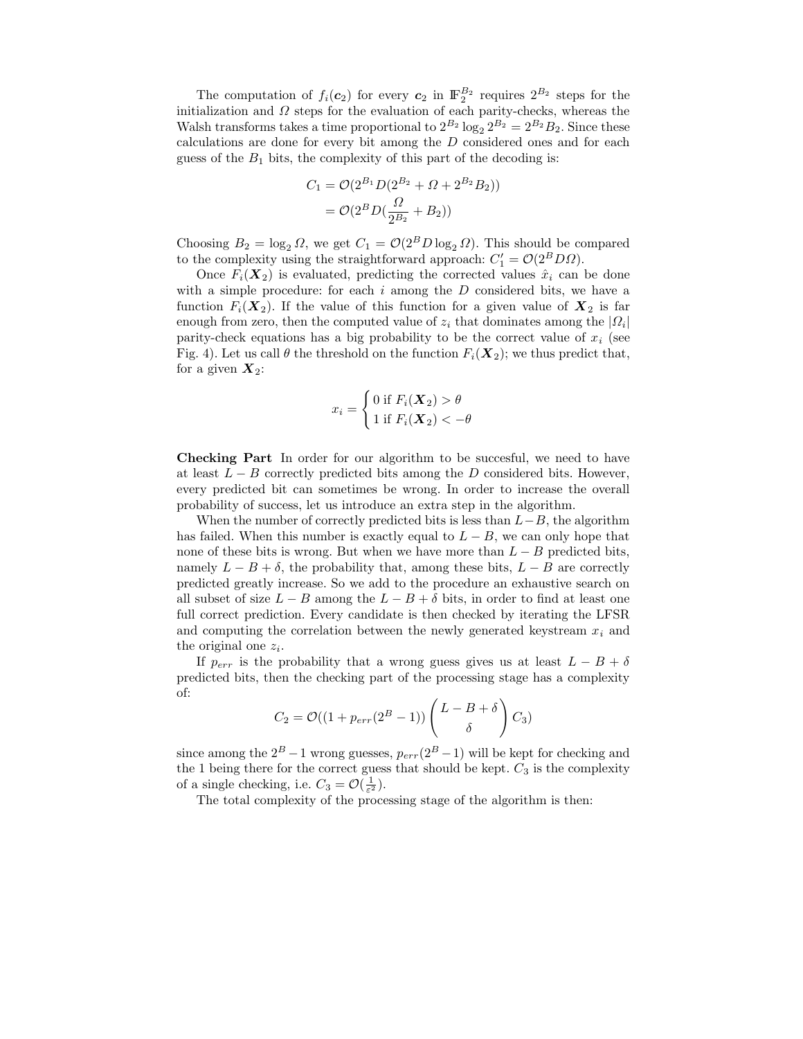The computation of $f_i(\boldsymbol{c}_2)$ for every $\boldsymbol{c}_2$ in $\mathbb{F}_2^{B_2}$ requires $2^{B_2}$ steps for the initialization and $\Omega$ steps for the evaluation of each parity-checks, whereas the Walsh transforms takes a time proportional to $2^{B_2} \log_2 2^{B_2} = 2^{B_2} B_2$. Since these calculations are done for every bit among the $D$ considered ones and for each guess of the $B_1$ bits, the complexity of this part of the decoding is:

$$
\begin{aligned}
C_1 &= \mathcal{O}(2^{B_1} D (2^{B_2} + \Omega + 2^{B_2} B_2)) \\
&= \mathcal{O}(2^{B} D (\frac{\Omega}{2^{B_2}} + B_2))
\end{aligned}
$$

Choosing $B_2 = \log_2 \Omega$, we get $C_1 = \mathcal{O}(2^B D \log_2 \Omega)$. This should be compared to the complexity using the straightforward approach: $C_1' = \mathcal{O}(2^B D \Omega)$.

Once $F_i(\boldsymbol{X}_2)$ is evaluated, predicting the corrected values $\hat{x}_i$ can be done with a simple procedure: for each $i$ among the $D$ considered bits, we have a function $F_i(\boldsymbol{X}_2)$. If the value of this function for a given value of $\boldsymbol{X}_2$ is far enough from zero, then the computed value of $z_i$ that dominates among the $|\Omega_i|$ parity-check equations has a big probability to be the correct value of $x_i$ (see Fig. 4). Let us call $\theta$ the threshold on the function $F_i(\boldsymbol{X}_2)$; we thus predict that, for a given $\boldsymbol{X}_2$:

$$
x_i = \begin{cases} 0 \text{ if } F_i(\boldsymbol{X}_2) > \theta \\ 1 \text{ if } F_i(\boldsymbol{X}_2) < -\theta \end{cases}
$$

**Checking Part** In order for our algorithm to be succesful, we need to have at least $L - B$ correctly predicted bits among the $D$ considered bits. However, every predicted bit can sometimes be wrong. In order to increase the overall probability of success, let us introduce an extra step in the algorithm.

When the number of correctly predicted bits is less than $L - B$, the algorithm has failed. When this number is exactly equal to $L - B$, we can only hope that none of these bits is wrong. But when we have more than $L - B$ predicted bits, namely $L - B + \delta$, the probability that, among these bits, $L - B$ are correctly predicted greatly increase. So we add to the procedure an exhaustive search on all subset of size $L - B$ among the $L - B + \delta$ bits, in order to find at least one full correct prediction. Every candidate is then checked by iterating the LFSR and computing the correlation between the newly generated keystream $x_i$ and the original one $z_i$.

If $p_{err}$ is the probability that a wrong guess gives us at least $L - B + \delta$ predicted bits, then the checking part of the processing stage has a complexity of:

$$
C_2 = \mathcal{O}((1 + p_{err}(2^B - 1)) \binom{L - B + \delta}{\delta} C_3)
$$

since among the $2^B - 1$ wrong guesses, $p_{err}(2^B - 1)$ will be kept for checking and the 1 being there for the correct guess that should be kept. $C_3$ is the complexity of a single checking, i.e. $C_3 = \mathcal{O}(\frac{1}{\varepsilon^2})$.

The total complexity of the processing stage of the algorithm is then: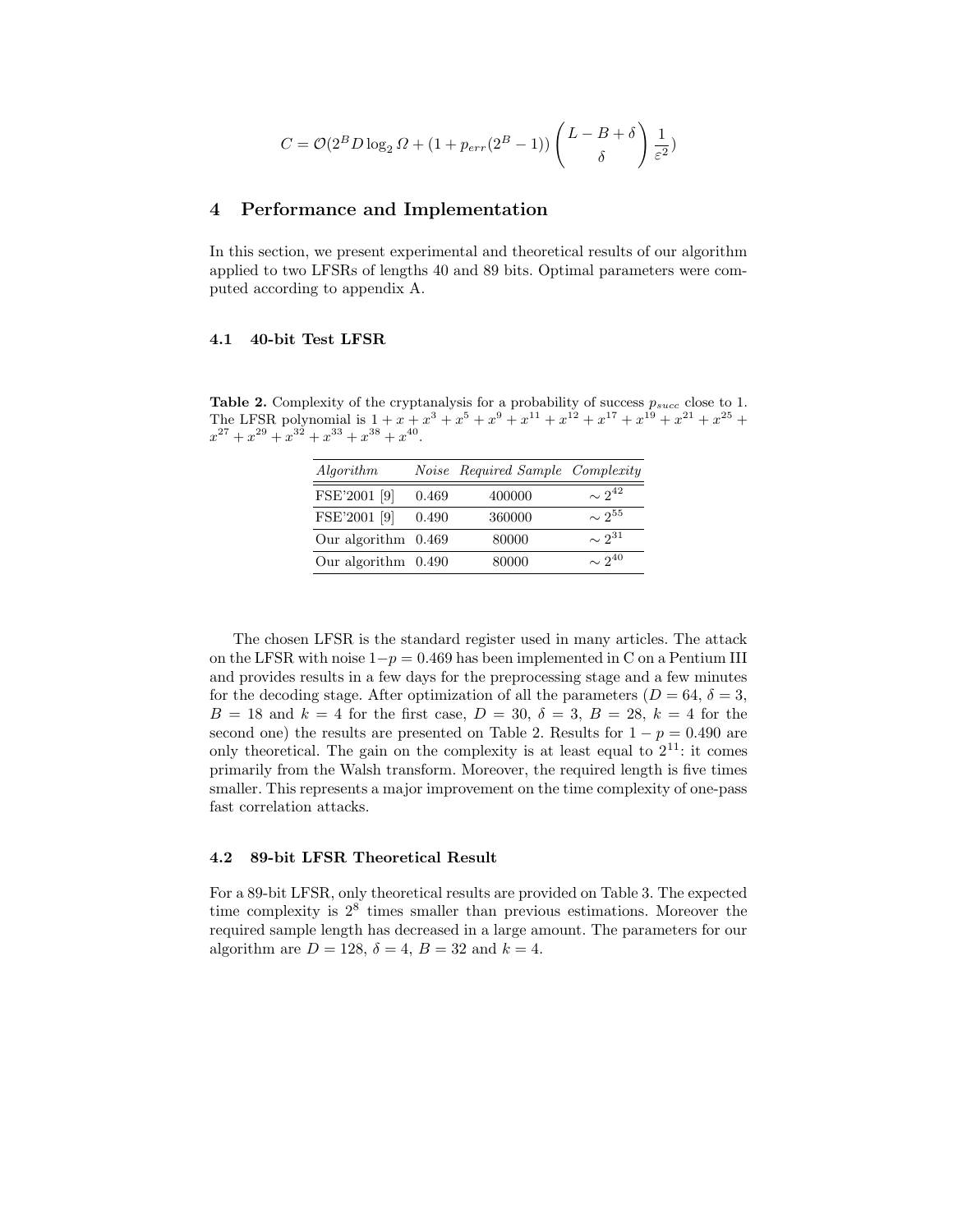$$C = \mathcal{O}(2^B D \log_2 \Omega + (1 + p_{err}(2^B - 1)) \binom{L - B + \delta}{\delta} \frac{1}{\varepsilon^2})$$

## 4 Performance and Implementation

In this section, we present experimental and theoretical results of our algorithm applied to two LFSRs of lengths 40 and 89 bits. Optimal parameters were computed according to appendix A.

### 4.1 40-bit Test LFSR

**Table 2.** Complexity of the cryptanalysis for a probability of success $p_{succ}$ close to 1. The LFSR polynomial is $1 + x + x^3 + x^5 + x^9 + x^{11} + x^{12} + x^{17} + x^{19} + x^{21} + x^{25} + x^{27} + x^{29} + x^{32} + x^{33} + x^{38} + x^{40}$.

| *Algorithm* | *Noise* | *Required Sample* | *Complexity* |
|---|---|---|---|
| FSE'2001 [9] | 0.469 | 400000 | $\sim 2^{42}$ |
| FSE'2001 [9] | 0.490 | 360000 | $\sim 2^{55}$ |
| Our algorithm | 0.469 | 80000 | $\sim 2^{31}$ |
| Our algorithm | 0.490 | 80000 | $\sim 2^{40}$ |

The chosen LFSR is the standard register used in many articles. The attack on the LFSR with noise $1-p = 0.469$ has been implemented in C on a Pentium III and provides results in a few days for the preprocessing stage and a few minutes for the decoding stage. After optimization of all the parameters ($D = 64$, $\delta = 3$, $B = 18$ and $k = 4$ for the first case, $D = 30$, $\delta = 3$, $B = 28$, $k = 4$ for the second one) the results are presented on Table 2. Results for $1 - p = 0.490$ are only theoretical. The gain on the complexity is at least equal to $2^{11}$: it comes primarily from the Walsh transform. Moreover, the required length is five times smaller. This represents a major improvement on the time complexity of one-pass fast correlation attacks.

### 4.2 89-bit LFSR Theoretical Result

For a 89-bit LFSR, only theoretical results are provided on Table 3. The expected time complexity is $2^8$ times smaller than previous estimations. Moreover the required sample length has decreased in a large amount. The parameters for our algorithm are $D = 128$, $\delta = 4$, $B = 32$ and $k = 4$.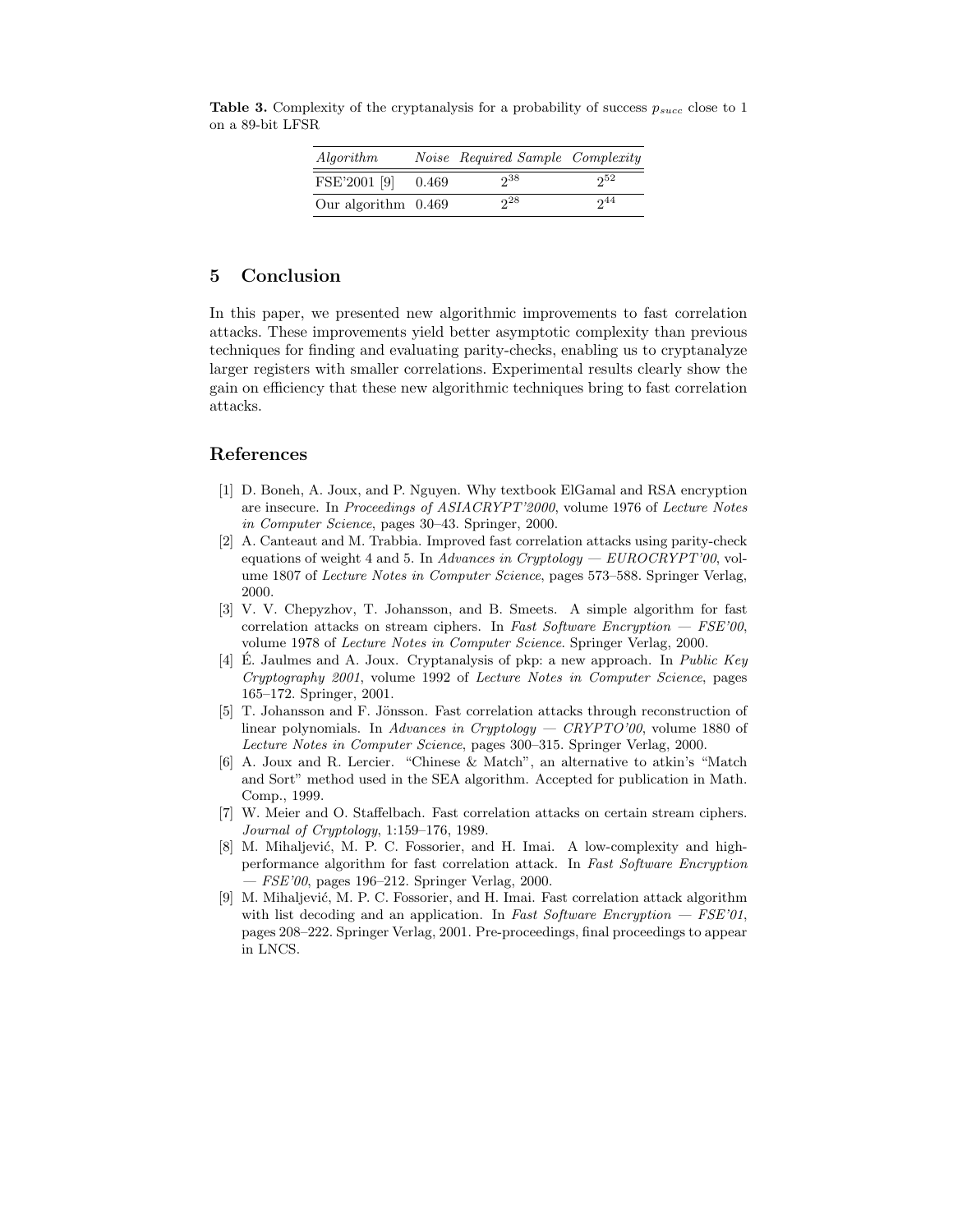**Table 3.** Complexity of the cryptanalysis for a probability of success $p_{succ}$ close to 1 on a 89-bit LFSR

| *Algorithm* | *Noise* | *Required Sample* | *Complexity* |
|---|---|---|---|
| FSE'2001 [9] | 0.469 | $2^{38}$ | $2^{52}$ |
| Our algorithm | 0.469 | $2^{28}$ | $2^{44}$ |

## 5 Conclusion

In this paper, we presented new algorithmic improvements to fast correlation attacks. These improvements yield better asymptotic complexity than previous techniques for finding and evaluating parity-checks, enabling us to cryptanalyze larger registers with smaller correlations. Experimental results clearly show the gain on efficiency that these new algorithmic techniques bring to fast correlation attacks.

## References

1. D. Boneh, A. Joux, and P. Nguyen. Why textbook ElGamal and RSA encryption are insecure. In *Proceedings of ASIACRYPT'2000*, volume 1976 of *Lecture Notes in Computer Science*, pages 30–43. Springer, 2000.
2. A. Canteaut and M. Trabbia. Improved fast correlation attacks using parity-check equations of weight 4 and 5. In *Advances in Cryptology — EUROCRYPT'00*, volume 1807 of *Lecture Notes in Computer Science*, pages 573–588. Springer Verlag, 2000.
3. V. V. Chepyzhov, T. Johansson, and B. Smeets. A simple algorithm for fast correlation attacks on stream ciphers. In *Fast Software Encryption — FSE'00*, volume 1978 of *Lecture Notes in Computer Science*. Springer Verlag, 2000.
4. É. Jaulmes and A. Joux. Cryptanalysis of pkp: a new approach. In *Public Key Cryptography 2001*, volume 1992 of *Lecture Notes in Computer Science*, pages 165–172. Springer, 2001.
5. T. Johansson and F. Jönsson. Fast correlation attacks through reconstruction of linear polynomials. In *Advances in Cryptology — CRYPTO'00*, volume 1880 of *Lecture Notes in Computer Science*, pages 300–315. Springer Verlag, 2000.
6. A. Joux and R. Lercier. "Chinese & Match", an alternative to atkin's "Match and Sort" method used in the SEA algorithm. Accepted for publication in Math. Comp., 1999.
7. W. Meier and O. Staffelbach. Fast correlation attacks on certain stream ciphers. *Journal of Cryptology*, 1:159–176, 1989.
8. M. Mihaljević, M. P. C. Fossorier, and H. Imai. A low-complexity and high-performance algorithm for fast correlation attack. In *Fast Software Encryption — FSE'00*, pages 196–212. Springer Verlag, 2000.
9. M. Mihaljević, M. P. C. Fossorier, and H. Imai. Fast correlation attack algorithm with list decoding and an application. In *Fast Software Encryption — FSE'01*, pages 208–222. Springer Verlag, 2001. Pre-proceedings, final proceedings to appear in LNCS.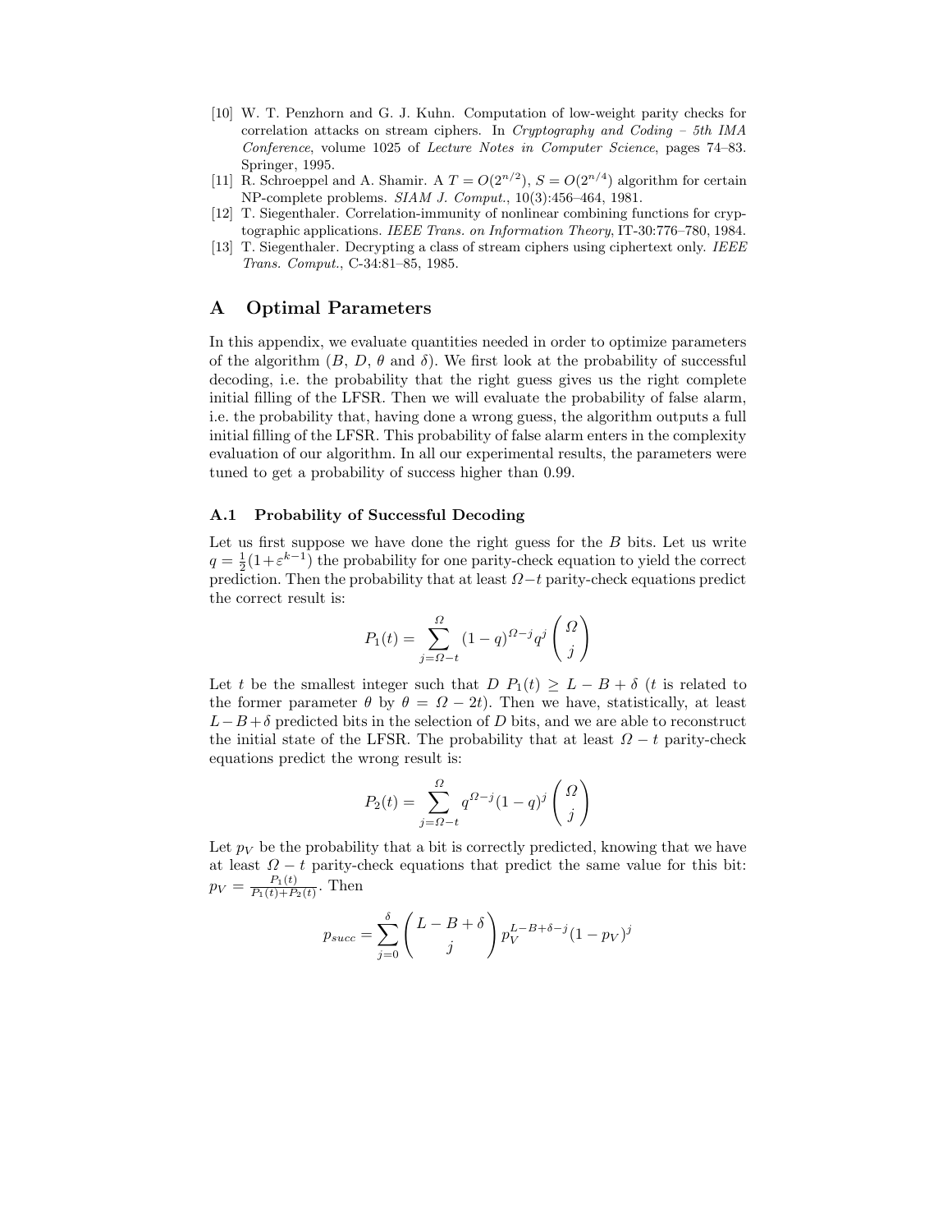[10] W. T. Penzhorn and G. J. Kuhn. Computation of low-weight parity checks for correlation attacks on stream ciphers. In *Cryptography and Coding – 5th IMA Conference*, volume 1025 of *Lecture Notes in Computer Science*, pages 74–83. Springer, 1995.

[11] R. Schroeppel and A. Shamir. A $T = O(2^{n/2})$, $S = O(2^{n/4})$ algorithm for certain NP-complete problems. *SIAM J. Comput.*, 10(3):456–464, 1981.

[12] T. Siegenthaler. Correlation-immunity of nonlinear combining functions for cryptographic applications. *IEEE Trans. on Information Theory*, IT-30:776–780, 1984.

[13] T. Siegenthaler. Decrypting a class of stream ciphers using ciphertext only. *IEEE Trans. Comput.*, C-34:81–85, 1985.

# A Optimal Parameters

In this appendix, we evaluate quantities needed in order to optimize parameters of the algorithm ($B$, $D$, $\theta$ and $\delta$). We first look at the probability of successful decoding, i.e. the probability that the right guess gives us the right complete initial filling of the LFSR. Then we will evaluate the probability of false alarm, i.e. the probability that, having done a wrong guess, the algorithm outputs a full initial filling of the LFSR. This probability of false alarm enters in the complexity evaluation of our algorithm. In all our experimental results, the parameters were tuned to get a probability of success higher than 0.99.

## A.1 Probability of Successful Decoding

Let us first suppose we have done the right guess for the $B$ bits. Let us write $q = \frac{1}{2}(1+\varepsilon^{k-1})$ the probability for one parity-check equation to yield the correct prediction. Then the probability that at least $\Omega - t$ parity-check equations predict the correct result is:

$$P_1(t) = \sum_{j=\Omega-t}^{\Omega} (1-q)^{\Omega-j} q^j \binom{\Omega}{j}$$

Let $t$ be the smallest integer such that $D\ P_1(t) \geq L - B + \delta$ ($t$ is related to the former parameter $\theta$ by $\theta = \Omega - 2t$). Then we have, statistically, at least $L - B + \delta$ predicted bits in the selection of $D$ bits, and we are able to reconstruct the initial state of the LFSR. The probability that at least $\Omega - t$ parity-check equations predict the wrong result is:

$$P_2(t) = \sum_{j=\Omega-t}^{\Omega} q^{\Omega-j} (1-q)^j \binom{\Omega}{j}$$

Let $p_V$ be the probability that a bit is correctly predicted, knowing that we have at least $\Omega - t$ parity-check equations that predict the same value for this bit: $p_V = \frac{P_1(t)}{P_1(t)+P_2(t)}$. Then

$$p_{succ} = \sum_{j=0}^{\delta} \binom{L-B+\delta}{j} p_V^{L-B+\delta-j} (1-p_V)^j$$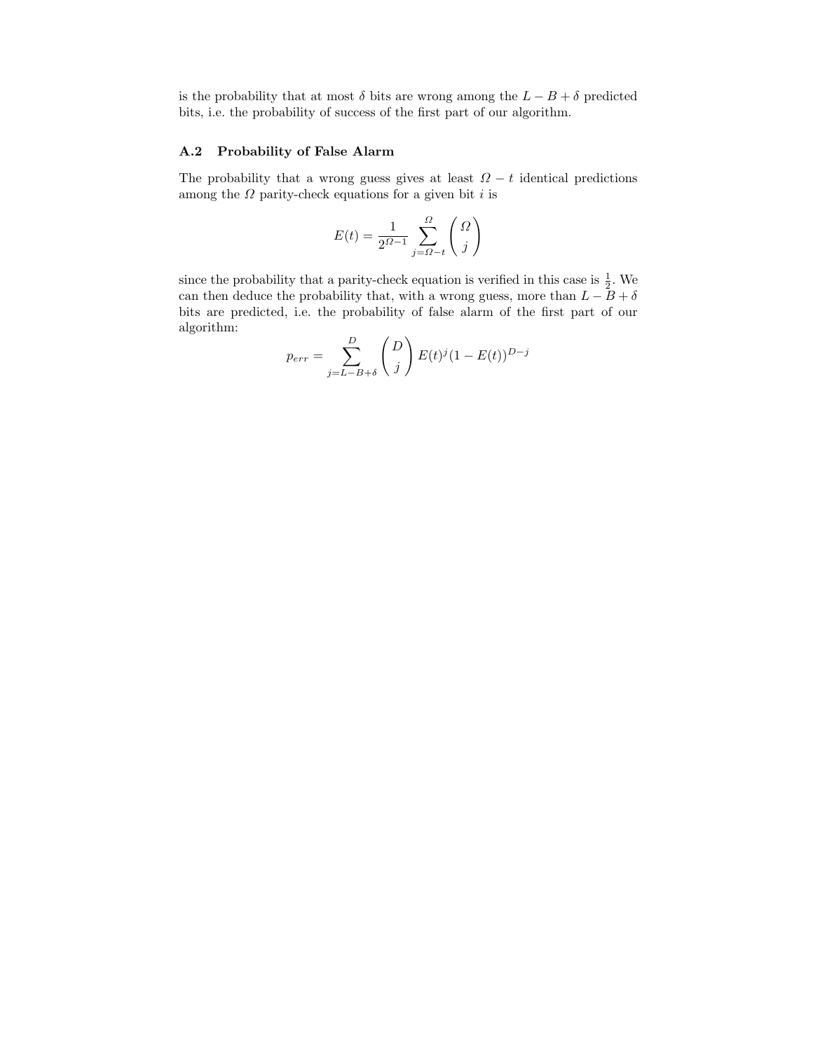is the probability that at most $\delta$ bits are wrong among the $L - B + \delta$ predicted bits, i.e. the probability of success of the first part of our algorithm.

### A.2 Probability of False Alarm

The probability that a wrong guess gives at least $\Omega - t$ identical predictions among the $\Omega$ parity-check equations for a given bit $i$ is

$$E(t) = \frac{1}{2^{\Omega-1}} \sum_{j=\Omega-t}^{\Omega} \binom{\Omega}{j}$$

since the probability that a parity-check equation is verified in this case is $\frac{1}{2}$. We can then deduce the probability that, with a wrong guess, more than $L - B + \delta$ bits are predicted, i.e. the probability of false alarm of the first part of our algorithm:

$$p_{err} = \sum_{j=L-B+\delta}^{D} \binom{D}{j} E(t)^j (1 - E(t))^{D-j}$$